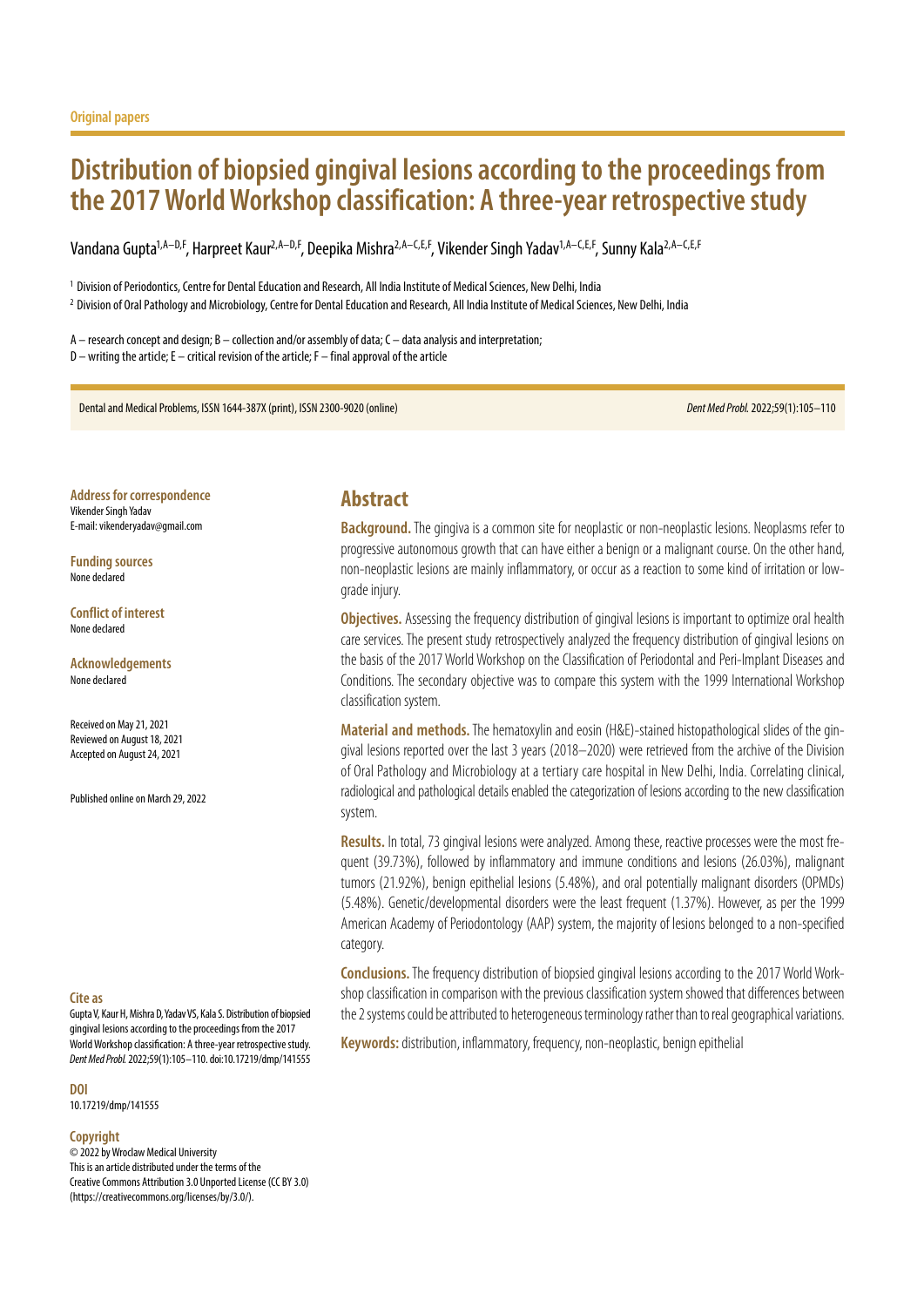Original papers

# Distribution of biopsied gingival lesions according to the proceedings from the 2017 World Workshop classification: A three-year retrospective study

Vandana Gupta[1,A–D,F], Harpreet Kaur[2,A–D,F], Deepika Mishra[2,A–C,E,F], Vikender Singh Yadav[1,A–C,E,F], Sunny Kala[2,A–C,E,F]

[1] Division of Periodontics, Centre for Dental Education and Research, All India Institute of Medical Sciences, New Delhi, India

[2] Division of Oral Pathology and Microbiology, Centre for Dental Education and Research, All India Institute of Medical Sciences, New Delhi, India

A – research concept and design; B – collection and/or assembly of data; C – data analysis and interpretation;
D – writing the article; E – critical revision of the article; F – final approval of the article

Dental and Medical Problems, ISSN 1644-387X (print), ISSN 2300-9020 (online)

**Address for correspondence**
Vikender Singh Yadav
E-mail: vikenderyadav@gmail.com

**Funding sources**
None declared

**Conflict of interest**
None declared

**Acknowledgements**
None declared

Received on May 21, 2021
Reviewed on August 18, 2021
Accepted on August 24, 2021

Published online on March 29, 2022

**Cite as**
Gupta V, Kaur H, Mishra D, Yadav VS, Kala S. Distribution of biopsied gingival lesions according to the proceedings from the 2017 World Workshop classification: A three-year retrospective study. *Dent Med Probl.* 2022;59(1):105–110. doi:10.17219/dmp/141555

**DOI**
10.17219/dmp/141555

**Copyright**
© 2022 by Wroclaw Medical University
This is an article distributed under the terms of the
Creative Commons Attribution 3.0 Unported License (CC BY 3.0)
(https://creativecommons.org/licenses/by/3.0/).

## Abstract

**Background.** The gingiva is a common site for neoplastic or non-neoplastic lesions. Neoplasms refer to progressive autonomous growth that can have either a benign or a malignant course. On the other hand, non-neoplastic lesions are mainly inflammatory, or occur as a reaction to some kind of irritation or low-grade injury.

**Objectives.** Assessing the frequency distribution of gingival lesions is important to optimize oral health care services. The present study retrospectively analyzed the frequency distribution of gingival lesions on the basis of the 2017 World Workshop on the Classification of Periodontal and Peri-Implant Diseases and Conditions. The secondary objective was to compare this system with the 1999 International Workshop classification system.

**Material and methods.** The hematoxylin and eosin (H&E)-stained histopathological slides of the gingival lesions reported over the last 3 years (2018–2020) were retrieved from the archive of the Division of Oral Pathology and Microbiology at a tertiary care hospital in New Delhi, India. Correlating clinical, radiological and pathological details enabled the categorization of lesions according to the new classification system.

**Results.** In total, 73 gingival lesions were analyzed. Among these, reactive processes were the most frequent (39.73%), followed by inflammatory and immune conditions and lesions (26.03%), malignant tumors (21.92%), benign epithelial lesions (5.48%), and oral potentially malignant disorders (OPMDs) (5.48%). Genetic/developmental disorders were the least frequent (1.37%). However, as per the 1999 American Academy of Periodontology (AAP) system, the majority of lesions belonged to a non-specified category.

**Conclusions.** The frequency distribution of biopsied gingival lesions according to the 2017 World Workshop classification in comparison with the previous classification system showed that differences between the 2 systems could be attributed to heterogeneous terminology rather than to real geographical variations.

**Keywords:** distribution, inflammatory, frequency, non-neoplastic, benign epithelial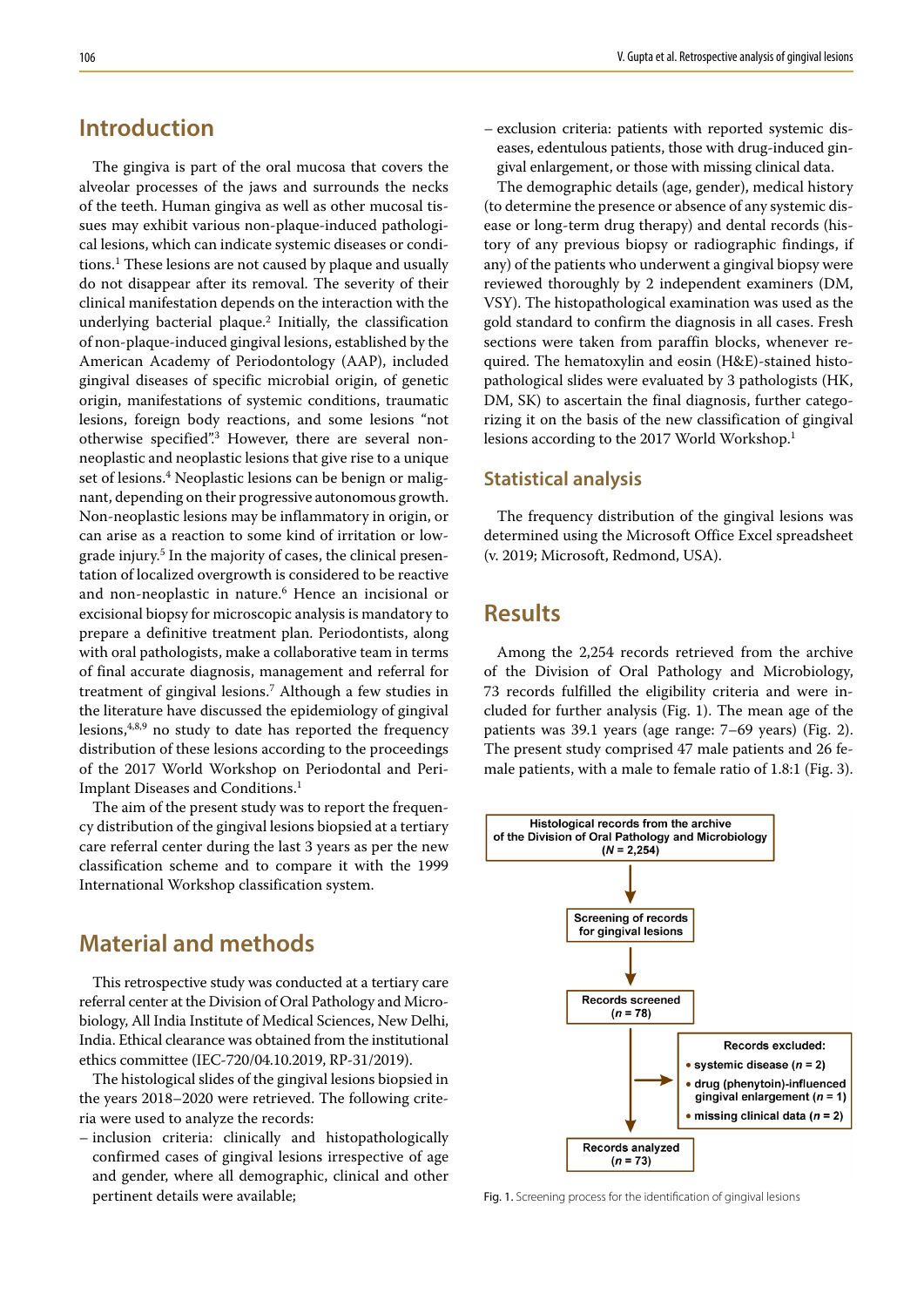## Introduction

The gingiva is part of the oral mucosa that covers the alveolar processes of the jaws and surrounds the necks of the teeth. Human gingiva as well as other mucosal tissues may exhibit various non-plaque-induced pathological lesions, which can indicate systemic diseases or conditions.[1] These lesions are not caused by plaque and usually do not disappear after its removal. The severity of their clinical manifestation depends on the interaction with the underlying bacterial plaque.[2] Initially, the classification of non-plaque-induced gingival lesions, established by the American Academy of Periodontology (AAP), included gingival diseases of specific microbial origin, of genetic origin, manifestations of systemic conditions, traumatic lesions, foreign body reactions, and some lesions "not otherwise specified".[3] However, there are several non-neoplastic and neoplastic lesions that give rise to a unique set of lesions.[4] Neoplastic lesions can be benign or malignant, depending on their progressive autonomous growth. Non-neoplastic lesions may be inflammatory in origin, or can arise as a reaction to some kind of irritation or low-grade injury.[5] In the majority of cases, the clinical presentation of localized overgrowth is considered to be reactive and non-neoplastic in nature.[6] Hence an incisional or excisional biopsy for microscopic analysis is mandatory to prepare a definitive treatment plan. Periodontists, along with oral pathologists, make a collaborative team in terms of final accurate diagnosis, management and referral for treatment of gingival lesions.[7] Although a few studies in the literature have discussed the epidemiology of gingival lesions,[4,8,9] no study to date has reported the frequency distribution of these lesions according to the proceedings of the 2017 World Workshop on Periodontal and Peri-Implant Diseases and Conditions.[1]

The aim of the present study was to report the frequency distribution of the gingival lesions biopsied at a tertiary care referral center during the last 3 years as per the new classification scheme and to compare it with the 1999 International Workshop classification system.

## Material and methods

This retrospective study was conducted at a tertiary care referral center at the Division of Oral Pathology and Microbiology, All India Institute of Medical Sciences, New Delhi, India. Ethical clearance was obtained from the institutional ethics committee (IEC-720/04.10.2019, RP-31/2019).

The histological slides of the gingival lesions biopsied in the years 2018–2020 were retrieved. The following criteria were used to analyze the records:

- inclusion criteria: clinically and histopathologically confirmed cases of gingival lesions irrespective of age and gender, where all demographic, clinical and other pertinent details were available;
- exclusion criteria: patients with reported systemic diseases, edentulous patients, those with drug-induced gingival enlargement, or those with missing clinical data.

The demographic details (age, gender), medical history (to determine the presence or absence of any systemic disease or long-term drug therapy) and dental records (history of any previous biopsy or radiographic findings, if any) of the patients who underwent a gingival biopsy were reviewed thoroughly by 2 independent examiners (DM, VSY). The histopathological examination was used as the gold standard to confirm the diagnosis in all cases. Fresh sections were taken from paraffin blocks, whenever required. The hematoxylin and eosin (H&E)-stained histopathological slides were evaluated by 3 pathologists (HK, DM, SK) to ascertain the final diagnosis, further categorizing it on the basis of the new classification of gingival lesions according to the 2017 World Workshop.[1]

### Statistical analysis

The frequency distribution of the gingival lesions was determined using the Microsoft Office Excel spreadsheet (v. 2019; Microsoft, Redmond, USA).

## Results

Among the 2,254 records retrieved from the archive of the Division of Oral Pathology and Microbiology, 73 records fulfilled the eligibility criteria and were included for further analysis (Fig. 1). The mean age of the patients was 39.1 years (age range: 7–69 years) (Fig. 2). The present study comprised 47 male patients and 26 female patients, with a male to female ratio of 1.8:1 (Fig. 3).

**Histological records from the archive of the Division of Oral Pathology and Microbiology ($N$ = 2,254)**
↓
**Screening of records for gingival lesions**
↓
**Records screened ($n$ = 78)**
→ **Records excluded:**
- **systemic disease ($n$ = 2)**
- **drug (phenytoin)-influenced gingival enlargement ($n$ = 1)**
- **missing clinical data ($n$ = 2)**

↓
**Records analyzed ($n$ = 73)**

Fig. 1. Screening process for the identification of gingival lesions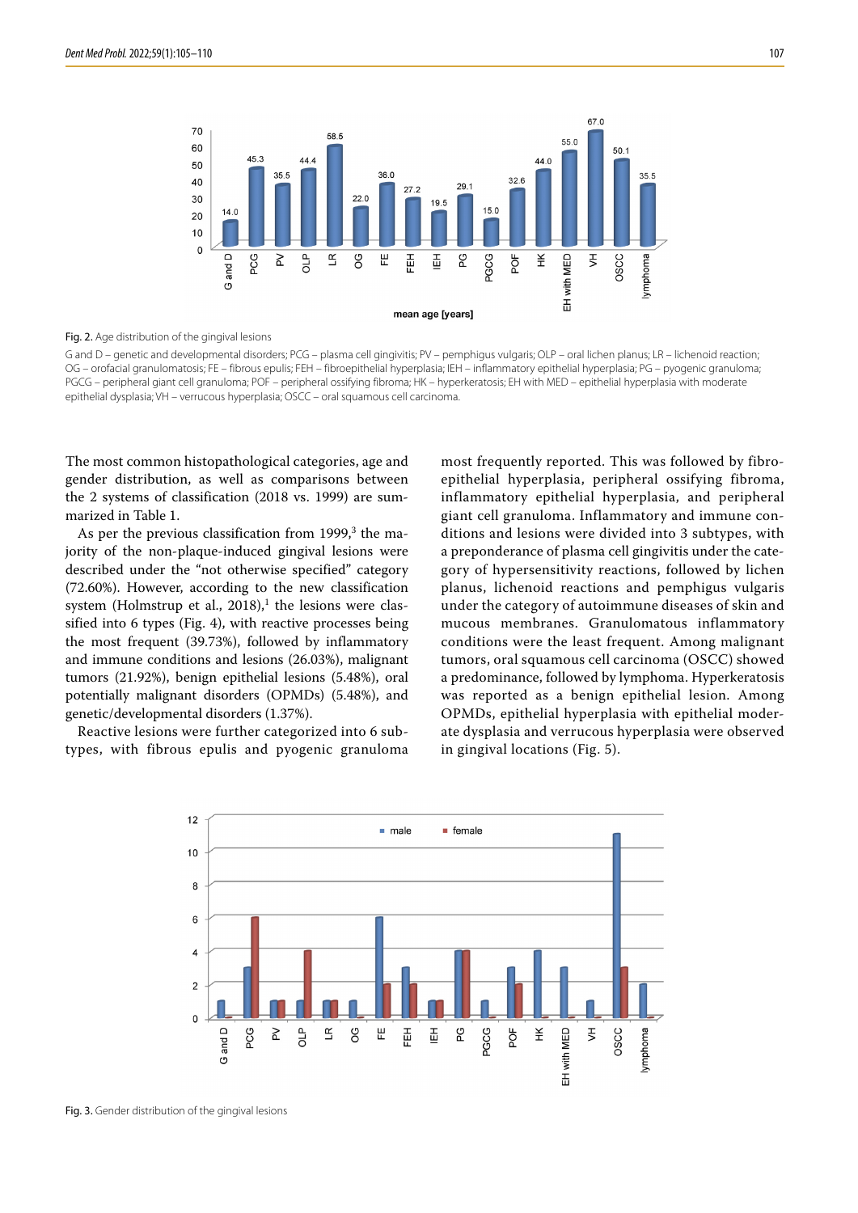Fig. 2. Age distribution of the gingival lesions

G and D – genetic and developmental disorders; PCG – plasma cell gingivitis; PV – pemphigus vulgaris; OLP – oral lichen planus; LR – lichenoid reaction; OG – orofacial granulomatosis; FE – fibrous epulis; FEH – fibroepithelial hyperplasia; IEH – inflammatory epithelial hyperplasia; PG – pyogenic granuloma; PGCG – peripheral giant cell granuloma; POF – peripheral ossifying fibroma; HK – hyperkeratosis; EH with MED – epithelial hyperplasia with moderate epithelial dysplasia; VH – verrucous hyperplasia; OSCC – oral squamous cell carcinoma.

The most common histopathological categories, age and gender distribution, as well as comparisons between the 2 systems of classification (2018 vs. 1999) are summarized in Table 1.

As per the previous classification from 1999,[3] the majority of the non-plaque-induced gingival lesions were described under the "not otherwise specified" category (72.60%). However, according to the new classification system (Holmstrup et al., 2018),[1] the lesions were classified into 6 types (Fig. 4), with reactive processes being the most frequent (39.73%), followed by inflammatory and immune conditions and lesions (26.03%), malignant tumors (21.92%), benign epithelial lesions (5.48%), oral potentially malignant disorders (OPMDs) (5.48%), and genetic/developmental disorders (1.37%).

Reactive lesions were further categorized into 6 subtypes, with fibrous epulis and pyogenic granuloma most frequently reported. This was followed by fibroepithelial hyperplasia, peripheral ossifying fibroma, inflammatory epithelial hyperplasia, and peripheral giant cell granuloma. Inflammatory and immune conditions and lesions were divided into 3 subtypes, with a preponderance of plasma cell gingivitis under the category of hypersensitivity reactions, followed by lichen planus, lichenoid reactions and pemphigus vulgaris under the category of autoimmune diseases of skin and mucous membranes. Granulomatous inflammatory conditions were the least frequent. Among malignant tumors, oral squamous cell carcinoma (OSCC) showed a predominance, followed by lymphoma. Hyperkeratosis was reported as a benign epithelial lesion. Among OPMDs, epithelial hyperplasia with epithelial moderate dysplasia and verrucous hyperplasia were observed in gingival locations (Fig. 5).

Fig. 3. Gender distribution of the gingival lesions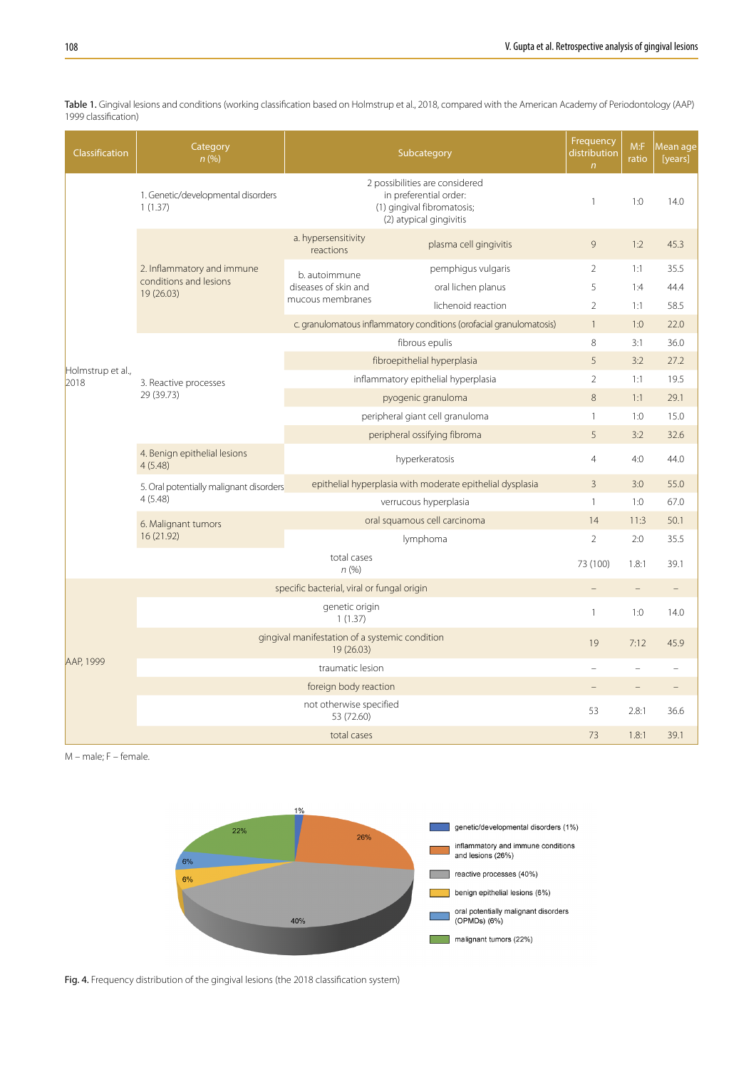Table 1. Gingival lesions and conditions (working classification based on Holmstrup et al., 2018, compared with the American Academy of Periodontology (AAP) 1999 classification)

| Classification | Category *n* (%) | Subcategory | | Frequency distribution *n* | M:F ratio | Mean age [years] |
|---|---|---|---|---|---|---|
| Holmstrup et al., 2018 | 1. Genetic/developmental disorders 1 (1.37) | 2 possibilities are considered in preferential order: (1) gingival fibromatosis; (2) atypical gingivitis | | 1 | 1:0 | 14.0 |
| | 2. Inflammatory and immune conditions and lesions 19 (26.03) | a. hypersensitivity reactions | plasma cell gingivitis | 9 | 1:2 | 45.3 |
| | | b. autoimmune diseases of skin and mucous membranes | pemphigus vulgaris | 2 | 1:1 | 35.5 |
| | | | oral lichen planus | 5 | 1:4 | 44.4 |
| | | | lichenoid reaction | 2 | 1:1 | 58.5 |
| | | c. granulomatous inflammatory conditions (orofacial granulomatosis) | | 1 | 1:0 | 22.0 |
| | 3. Reactive processes 29 (39.73) | fibrous epulis | | 8 | 3:1 | 36.0 |
| | | fibroepithelial hyperplasia | | 5 | 3:2 | 27.2 |
| | | inflammatory epithelial hyperplasia | | 2 | 1:1 | 19.5 |
| | | pyogenic granuloma | | 8 | 1:1 | 29.1 |
| | | peripheral giant cell granuloma | | 1 | 1:0 | 15.0 |
| | | peripheral ossifying fibroma | | 5 | 3:2 | 32.6 |
| | 4. Benign epithelial lesions 4 (5.48) | hyperkeratosis | | 4 | 4:0 | 44.0 |
| | 5. Oral potentially malignant disorders 4 (5.48) | epithelial hyperplasia with moderate epithelial dysplasia | | 3 | 3:0 | 55.0 |
| | | verrucous hyperplasia | | 1 | 1:0 | 67.0 |
| | 6. Malignant tumors 16 (21.92) | oral squamous cell carcinoma | | 14 | 11:3 | 50.1 |
| | | lymphoma | | 2 | 2:0 | 35.5 |
| | total cases *n* (%) | | | 73 (100) | 1.8:1 | 39.1 |
| AAP, 1999 | specific bacterial, viral or fungal origin | | | – | – | – |
| | genetic origin 1 (1.37) | | | 1 | 1:0 | 14.0 |
| | gingival manifestation of a systemic condition 19 (26.03) | | | 19 | 7:12 | 45.9 |
| | traumatic lesion | | | – | – | – |
| | foreign body reaction | | | – | – | – |
| | not otherwise specified 53 (72.60) | | | 53 | 2.8:1 | 36.6 |
| | total cases | | | 73 | 1.8:1 | 39.1 |

M – male; F – female.

Fig. 4. Frequency distribution of the gingival lesions (the 2018 classification system)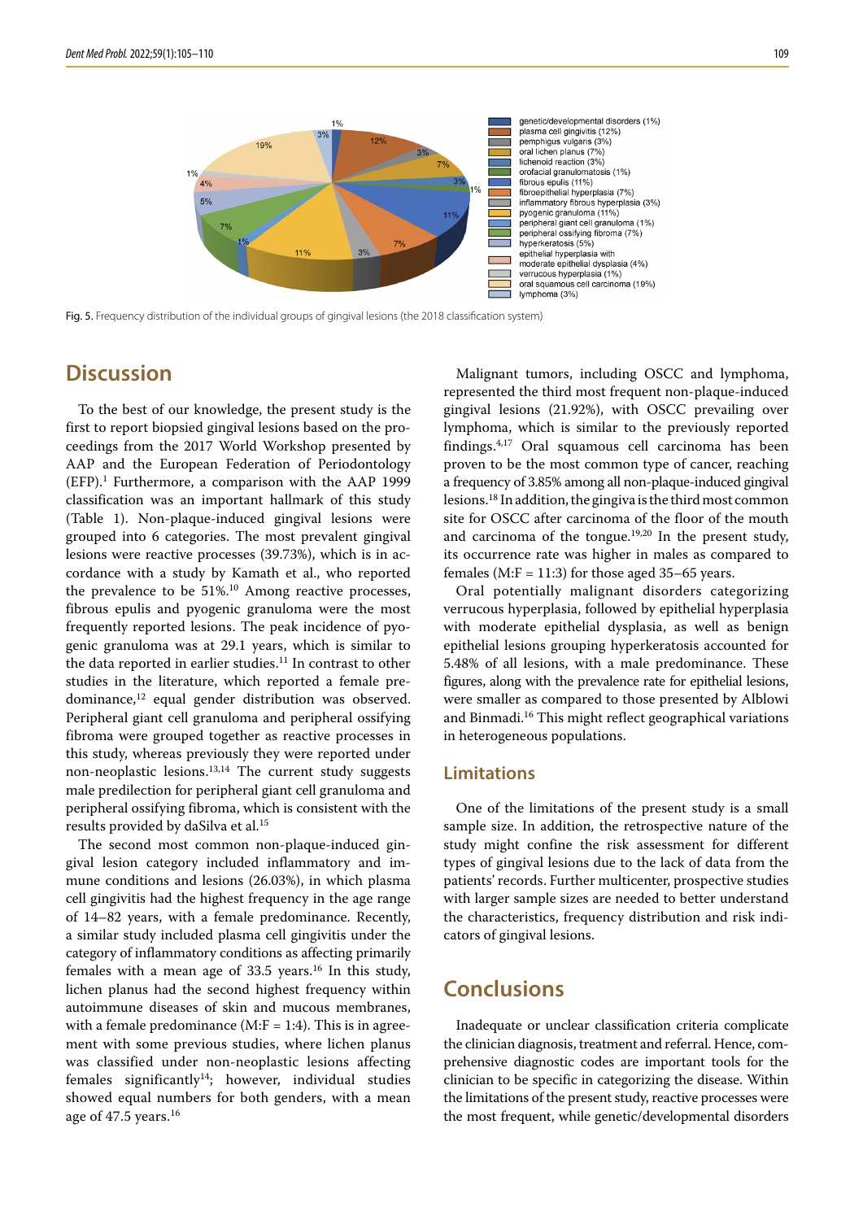Fig. 5. Frequency distribution of the individual groups of gingival lesions (the 2018 classification system)

## Discussion

To the best of our knowledge, the present study is the first to report biopsied gingival lesions based on the proceedings from the 2017 World Workshop presented by AAP and the European Federation of Periodontology (EFP).[1] Furthermore, a comparison with the AAP 1999 classification was an important hallmark of this study (Table 1). Non-plaque-induced gingival lesions were grouped into 6 categories. The most prevalent gingival lesions were reactive processes (39.73%), which is in accordance with a study by Kamath et al., who reported the prevalence to be 51%.[10] Among reactive processes, fibrous epulis and pyogenic granuloma were the most frequently reported lesions. The peak incidence of pyogenic granuloma was at 29.1 years, which is similar to the data reported in earlier studies.[11] In contrast to other studies in the literature, which reported a female predominance,[12] equal gender distribution was observed. Peripheral giant cell granuloma and peripheral ossifying fibroma were grouped together as reactive processes in this study, whereas previously they were reported under non-neoplastic lesions.[13,14] The current study suggests male predilection for peripheral giant cell granuloma and peripheral ossifying fibroma, which is consistent with the results provided by daSilva et al.[15]

The second most common non-plaque-induced gingival lesion category included inflammatory and immune conditions and lesions (26.03%), in which plasma cell gingivitis had the highest frequency in the age range of 14–82 years, with a female predominance. Recently, a similar study included plasma cell gingivitis under the category of inflammatory conditions as affecting primarily females with a mean age of 33.5 years.[16] In this study, lichen planus had the second highest frequency within autoimmune diseases of skin and mucous membranes, with a female predominance (M:F = 1:4). This is in agreement with some previous studies, where lichen planus was classified under non-neoplastic lesions affecting females significantly[14]; however, individual studies showed equal numbers for both genders, with a mean age of 47.5 years.[16]

Malignant tumors, including OSCC and lymphoma, represented the third most frequent non-plaque-induced gingival lesions (21.92%), with OSCC prevailing over lymphoma, which is similar to the previously reported findings.[4,17] Oral squamous cell carcinoma has been proven to be the most common type of cancer, reaching a frequency of 3.85% among all non-plaque-induced gingival lesions.[18] In addition, the gingiva is the third most common site for OSCC after carcinoma of the floor of the mouth and carcinoma of the tongue.[19,20] In the present study, its occurrence rate was higher in males as compared to females (M:F = 11:3) for those aged 35–65 years.

Oral potentially malignant disorders categorizing verrucous hyperplasia, followed by epithelial hyperplasia with moderate epithelial dysplasia, as well as benign epithelial lesions grouping hyperkeratosis accounted for 5.48% of all lesions, with a male predominance. These figures, along with the prevalence rate for epithelial lesions, were smaller as compared to those presented by Alblowi and Binmadi.[16] This might reflect geographical variations in heterogeneous populations.

### Limitations

One of the limitations of the present study is a small sample size. In addition, the retrospective nature of the study might confine the risk assessment for different types of gingival lesions due to the lack of data from the patients' records. Further multicenter, prospective studies with larger sample sizes are needed to better understand the characteristics, frequency distribution and risk indicators of gingival lesions.

## Conclusions

Inadequate or unclear classification criteria complicate the clinician diagnosis, treatment and referral. Hence, comprehensive diagnostic codes are important tools for the clinician to be specific in categorizing the disease. Within the limitations of the present study, reactive processes were the most frequent, while genetic/developmental disorders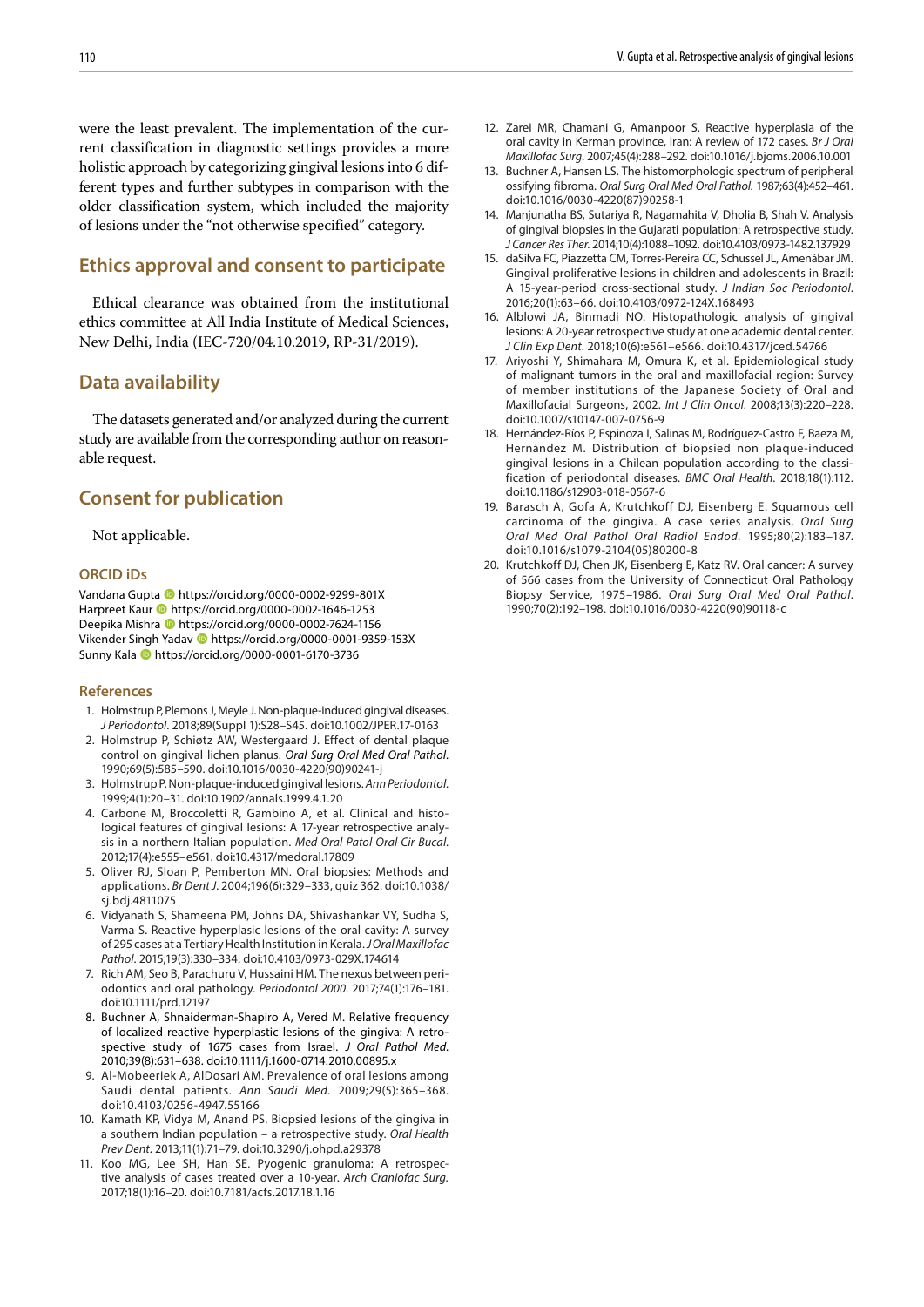were the least prevalent. The implementation of the current classification in diagnostic settings provides a more holistic approach by categorizing gingival lesions into 6 different types and further subtypes in comparison with the older classification system, which included the majority of lesions under the "not otherwise specified" category.

## Ethics approval and consent to participate

Ethical clearance was obtained from the institutional ethics committee at All India Institute of Medical Sciences, New Delhi, India (IEC-720/04.10.2019, RP-31/2019).

## Data availability

The datasets generated and/or analyzed during the current study are available from the corresponding author on reasonable request.

## Consent for publication

Not applicable.

### ORCID iDs

Vandana Gupta https://orcid.org/0000-0002-9299-801X
Harpreet Kaur https://orcid.org/0000-0002-1646-1253
Deepika Mishra https://orcid.org/0000-0002-7624-1156
Vikender Singh Yadav https://orcid.org/0000-0001-9359-153X
Sunny Kala https://orcid.org/0000-0001-6170-3736

### References

1. Holmstrup P, Plemons J, Meyle J. Non-plaque-induced gingival diseases. *J Periodontol*. 2018;89(Suppl 1):S28–S45. doi:10.1002/JPER.17-0163
2. Holmstrup P, Schiøtz AW, Westergaard J. Effect of dental plaque control on gingival lichen planus. *Oral Surg Oral Med Oral Pathol*. 1990;69(5):585–590. doi:10.1016/0030-4220(90)90241-j
3. Holmstrup P. Non-plaque-induced gingival lesions. *Ann Periodontol*. 1999;4(1):20–31. doi:10.1902/annals.1999.4.1.20
4. Carbone M, Broccoletti R, Gambino A, et al. Clinical and histological features of gingival lesions: A 17-year retrospective analysis in a northern Italian population. *Med Oral Patol Oral Cir Bucal*. 2012;17(4):e555–e561. doi:10.4317/medoral.17809
5. Oliver RJ, Sloan P, Pemberton MN. Oral biopsies: Methods and applications. *Br Dent J*. 2004;196(6):329–333, quiz 362. doi:10.1038/sj.bdj.4811075
6. Vidyanath S, Shameena PM, Johns DA, Shivashankar VY, Sudha S, Varma S. Reactive hyperplasic lesions of the oral cavity: A survey of 295 cases at a Tertiary Health Institution in Kerala. *J Oral Maxillofac Pathol*. 2015;19(3):330–334. doi:10.4103/0973-029X.174614
7. Rich AM, Seo B, Parachuru V, Hussaini HM. The nexus between periodontics and oral pathology. *Periodontol 2000*. 2017;74(1):176–181. doi:10.1111/prd.12197
8. Buchner A, Shnaiderman-Shapiro A, Vered M. Relative frequency of localized reactive hyperplastic lesions of the gingiva: A retrospective study of 1675 cases from Israel. *J Oral Pathol Med*. 2010;39(8):631–638. doi:10.1111/j.1600-0714.2010.00895.x
9. Al-Mobeeriek A, AlDosari AM. Prevalence of oral lesions among Saudi dental patients. *Ann Saudi Med*. 2009;29(5):365–368. doi:10.4103/0256-4947.55166
10. Kamath KP, Vidya M, Anand PS. Biopsied lesions of the gingiva in a southern Indian population – a retrospective study. *Oral Health Prev Dent*. 2013;11(1):71–79. doi:10.3290/j.ohpd.a29378
11. Koo MG, Lee SH, Han SE. Pyogenic granuloma: A retrospective analysis of cases treated over a 10-year. *Arch Craniofac Surg*. 2017;18(1):16–20. doi:10.7181/acfs.2017.18.1.16
12. Zarei MR, Chamani G, Amanpoor S. Reactive hyperplasia of the oral cavity in Kerman province, Iran: A review of 172 cases. *Br J Oral Maxillofac Surg*. 2007;45(4):288–292. doi:10.1016/j.bjoms.2006.10.001
13. Buchner A, Hansen LS. The histomorphologic spectrum of peripheral ossifying fibroma. *Oral Surg Oral Med Oral Pathol*. 1987;63(4):452–461. doi:10.1016/0030-4220(87)90258-1
14. Manjunatha BS, Sutariya R, Nagamahita V, Dholia B, Shah V. Analysis of gingival biopsies in the Gujarati population: A retrospective study. *J Cancer Res Ther*. 2014;10(4):1088–1092. doi:10.4103/0973-1482.137929
15. daSilva FC, Piazzetta CM, Torres-Pereira CC, Schussel JL, Amenábar JM. Gingival proliferative lesions in children and adolescents in Brazil: A 15-year-period cross-sectional study. *J Indian Soc Periodontol*. 2016;20(1):63–66. doi:10.4103/0972-124X.168493
16. Alblowi JA, Binmadi NO. Histopathologic analysis of gingival lesions: A 20-year retrospective study at one academic dental center. *J Clin Exp Dent*. 2018;10(6):e561–e566. doi:10.4317/jced.54766
17. Ariyoshi Y, Shimahara M, Omura K, et al. Epidemiological study of malignant tumors in the oral and maxillofacial region: Survey of member institutions of the Japanese Society of Oral and Maxillofacial Surgeons, 2002. *Int J Clin Oncol*. 2008;13(3):220–228. doi:10.1007/s10147-007-0756-9
18. Hernández-Ríos P, Espinoza I, Salinas M, Rodríguez-Castro F, Baeza M, Hernández M. Distribution of biopsied non plaque-induced gingival lesions in a Chilean population according to the classification of periodontal diseases. *BMC Oral Health*. 2018;18(1):112. doi:10.1186/s12903-018-0567-6
19. Barasch A, Gofa A, Krutchkoff DJ, Eisenberg E. Squamous cell carcinoma of the gingiva. A case series analysis. *Oral Surg Oral Med Oral Pathol Oral Radiol Endod*. 1995;80(2):183–187. doi:10.1016/s1079-2104(05)80200-8
20. Krutchkoff DJ, Chen JK, Eisenberg E, Katz RV. Oral cancer: A survey of 566 cases from the University of Connecticut Oral Pathology Biopsy Service, 1975–1986. *Oral Surg Oral Med Oral Pathol*. 1990;70(2):192–198. doi:10.1016/0030-4220(90)90118-c